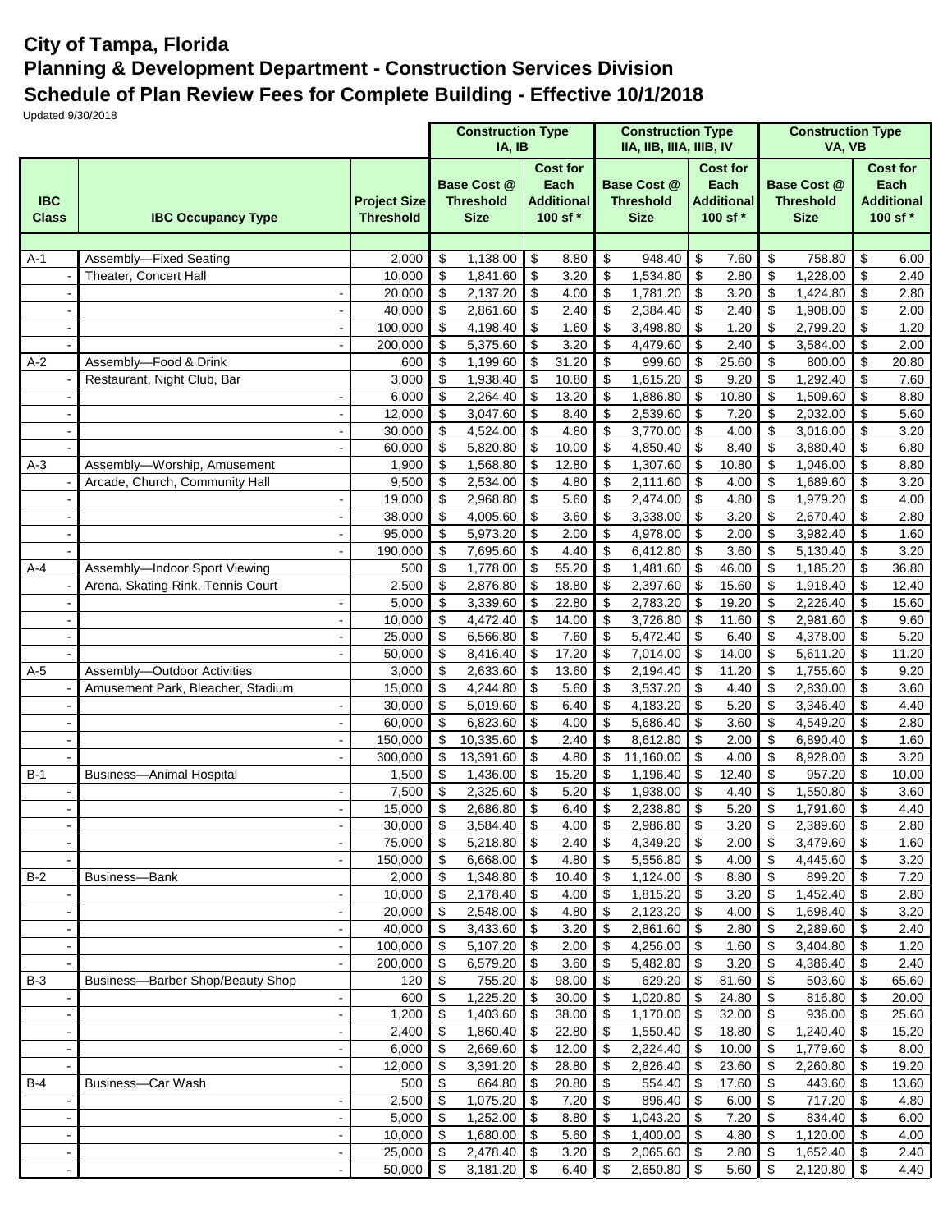# City of Tampa, Florida

## Planning & Development Department - Construction Services Division

## Schedule of Plan Review Fees for Complete Building - Effective 10/1/2018

Updated 9/30/2018

| | | | Construction Type IA, IB | | Construction Type IIA, IIB, IIIA, IIIB, IV | | Construction Type VA, VB | |
|---|---|---|---|---|---|---|---|---|
| IBC Class | IBC Occupancy Type | Project Size Threshold | Base Cost @ Threshold Size | Cost for Each Additional 100 sf * | Base Cost @ Threshold Size | Cost for Each Additional 100 sf * | Base Cost @ Threshold Size | Cost for Each Additional 100 sf * |
| A-1 | Assembly—Fixed Seating | 2,000 | $ 1,138.00 | $ 8.80 | $ 948.40 | $ 7.60 | $ 758.80 | $ 6.00 |
| - | Theater, Concert Hall | 10,000 | $ 1,841.60 | $ 3.20 | $ 1,534.80 | $ 2.80 | $ 1,228.00 | $ 2.40 |
| - | - | 20,000 | $ 2,137.20 | $ 4.00 | $ 1,781.20 | $ 3.20 | $ 1,424.80 | $ 2.80 |
| - | - | 40,000 | $ 2,861.60 | $ 2.40 | $ 2,384.40 | $ 2.40 | $ 1,908.00 | $ 2.00 |
| - | - | 100,000 | $ 4,198.40 | $ 1.60 | $ 3,498.80 | $ 1.20 | $ 2,799.20 | $ 1.20 |
| - | - | 200,000 | $ 5,375.60 | $ 3.20 | $ 4,479.60 | $ 2.40 | $ 3,584.00 | $ 2.00 |
| A-2 | Assembly—Food & Drink | 600 | $ 1,199.60 | $ 31.20 | $ 999.60 | $ 25.60 | $ 800.00 | $ 20.80 |
| - | Restaurant, Night Club, Bar | 3,000 | $ 1,938.40 | $ 10.80 | $ 1,615.20 | $ 9.20 | $ 1,292.40 | $ 7.60 |
| - | - | 6,000 | $ 2,264.40 | $ 13.20 | $ 1,886.80 | $ 10.80 | $ 1,509.60 | $ 8.80 |
| - | - | 12,000 | $ 3,047.60 | $ 8.40 | $ 2,539.60 | $ 7.20 | $ 2,032.00 | $ 5.60 |
| - | - | 30,000 | $ 4,524.00 | $ 4.80 | $ 3,770.00 | $ 4.00 | $ 3,016.00 | $ 3.20 |
| - | - | 60,000 | $ 5,820.80 | $ 10.00 | $ 4,850.40 | $ 8.40 | $ 3,880.40 | $ 6.80 |
| A-3 | Assembly—Worship, Amusement | 1,900 | $ 1,568.80 | $ 12.80 | $ 1,307.60 | $ 10.80 | $ 1,046.00 | $ 8.80 |
| - | Arcade, Church, Community Hall | 9,500 | $ 2,534.00 | $ 4.80 | $ 2,111.60 | $ 4.00 | $ 1,689.60 | $ 3.20 |
| - | - | 19,000 | $ 2,968.80 | $ 5.60 | $ 2,474.00 | $ 4.80 | $ 1,979.20 | $ 4.00 |
| - | - | 38,000 | $ 4,005.60 | $ 3.60 | $ 3,338.00 | $ 3.20 | $ 2,670.40 | $ 2.80 |
| - | - | 95,000 | $ 5,973.20 | $ 2.00 | $ 4,978.00 | $ 2.00 | $ 3,982.40 | $ 1.60 |
| - | - | 190,000 | $ 7,695.60 | $ 4.40 | $ 6,412.80 | $ 3.60 | $ 5,130.40 | $ 3.20 |
| A-4 | Assembly—Indoor Sport Viewing | 500 | $ 1,778.00 | $ 55.20 | $ 1,481.60 | $ 46.00 | $ 1,185.20 | $ 36.80 |
| - | Arena, Skating Rink, Tennis Court | 2,500 | $ 2,876.80 | $ 18.80 | $ 2,397.60 | $ 15.60 | $ 1,918.40 | $ 12.40 |
| - | - | 5,000 | $ 3,339.60 | $ 22.80 | $ 2,783.20 | $ 19.20 | $ 2,226.40 | $ 15.60 |
| - | - | 10,000 | $ 4,472.40 | $ 14.00 | $ 3,726.80 | $ 11.60 | $ 2,981.60 | $ 9.60 |
| - | - | 25,000 | $ 6,566.80 | $ 7.60 | $ 5,472.40 | $ 6.40 | $ 4,378.00 | $ 5.20 |
| - | - | 50,000 | $ 8,416.40 | $ 17.20 | $ 7,014.00 | $ 14.00 | $ 5,611.20 | $ 11.20 |
| A-5 | Assembly—Outdoor Activities | 3,000 | $ 2,633.60 | $ 13.60 | $ 2,194.40 | $ 11.20 | $ 1,755.60 | $ 9.20 |
| - | Amusement Park, Bleacher, Stadium | 15,000 | $ 4,244.80 | $ 5.60 | $ 3,537.20 | $ 4.40 | $ 2,830.00 | $ 3.60 |
| - | - | 30,000 | $ 5,019.60 | $ 6.40 | $ 4,183.20 | $ 5.20 | $ 3,346.40 | $ 4.40 |
| - | - | 60,000 | $ 6,823.60 | $ 4.00 | $ 5,686.40 | $ 3.60 | $ 4,549.20 | $ 2.80 |
| - | - | 150,000 | $ 10,335.60 | $ 2.40 | $ 8,612.80 | $ 2.00 | $ 6,890.40 | $ 1.60 |
| - | - | 300,000 | $ 13,391.60 | $ 4.80 | $ 11,160.00 | $ 4.00 | $ 8,928.00 | $ 3.20 |
| B-1 | Business—Animal Hospital | 1,500 | $ 1,436.00 | $ 15.20 | $ 1,196.40 | $ 12.40 | $ 957.20 | $ 10.00 |
| - | - | 7,500 | $ 2,325.60 | $ 5.20 | $ 1,938.00 | $ 4.40 | $ 1,550.80 | $ 3.60 |
| - | - | 15,000 | $ 2,686.80 | $ 6.40 | $ 2,238.80 | $ 5.20 | $ 1,791.60 | $ 4.40 |
| - | - | 30,000 | $ 3,584.40 | $ 4.00 | $ 2,986.80 | $ 3.20 | $ 2,389.60 | $ 2.80 |
| - | - | 75,000 | $ 5,218.80 | $ 2.40 | $ 4,349.20 | $ 2.00 | $ 3,479.60 | $ 1.60 |
| - | - | 150,000 | $ 6,668.00 | $ 4.80 | $ 5,556.80 | $ 4.00 | $ 4,445.60 | $ 3.20 |
| B-2 | Business—Bank | 2,000 | $ 1,348.80 | $ 10.40 | $ 1,124.00 | $ 8.80 | $ 899.20 | $ 7.20 |
| - | - | 10,000 | $ 2,178.40 | $ 4.00 | $ 1,815.20 | $ 3.20 | $ 1,452.40 | $ 2.80 |
| - | - | 20,000 | $ 2,548.00 | $ 4.80 | $ 2,123.20 | $ 4.00 | $ 1,698.40 | $ 3.20 |
| - | - | 40,000 | $ 3,433.60 | $ 3.20 | $ 2,861.60 | $ 2.80 | $ 2,289.60 | $ 2.40 |
| - | - | 100,000 | $ 5,107.20 | $ 2.00 | $ 4,256.00 | $ 1.60 | $ 3,404.80 | $ 1.20 |
| - | - | 200,000 | $ 6,579.20 | $ 3.60 | $ 5,482.80 | $ 3.20 | $ 4,386.40 | $ 2.40 |
| B-3 | Business—Barber Shop/Beauty Shop | 120 | $ 755.20 | $ 98.00 | $ 629.20 | $ 81.60 | $ 503.60 | $ 65.60 |
| - | - | 600 | $ 1,225.20 | $ 30.00 | $ 1,020.80 | $ 24.80 | $ 816.80 | $ 20.00 |
| - | - | 1,200 | $ 1,403.60 | $ 38.00 | $ 1,170.00 | $ 32.00 | $ 936.00 | $ 25.60 |
| - | - | 2,400 | $ 1,860.40 | $ 22.80 | $ 1,550.40 | $ 18.80 | $ 1,240.40 | $ 15.20 |
| - | - | 6,000 | $ 2,669.60 | $ 12.00 | $ 2,224.40 | $ 10.00 | $ 1,779.60 | $ 8.00 |
| - | - | 12,000 | $ 3,391.20 | $ 28.80 | $ 2,826.40 | $ 23.60 | $ 2,260.80 | $ 19.20 |
| B-4 | Business—Car Wash | 500 | $ 664.80 | $ 20.80 | $ 554.40 | $ 17.60 | $ 443.60 | $ 13.60 |
| - | - | 2,500 | $ 1,075.20 | $ 7.20 | $ 896.40 | $ 6.00 | $ 717.20 | $ 4.80 |
| - | - | 5,000 | $ 1,252.00 | $ 8.80 | $ 1,043.20 | $ 7.20 | $ 834.40 | $ 6.00 |
| - | - | 10,000 | $ 1,680.00 | $ 5.60 | $ 1,400.00 | $ 4.80 | $ 1,120.00 | $ 4.00 |
| - | - | 25,000 | $ 2,478.40 | $ 3.20 | $ 2,065.60 | $ 2.80 | $ 1,652.40 | $ 2.40 |
| - | - | 50,000 | $ 3,181.20 | $ 6.40 | $ 2,650.80 | $ 5.60 | $ 2,120.80 | $ 4.40 |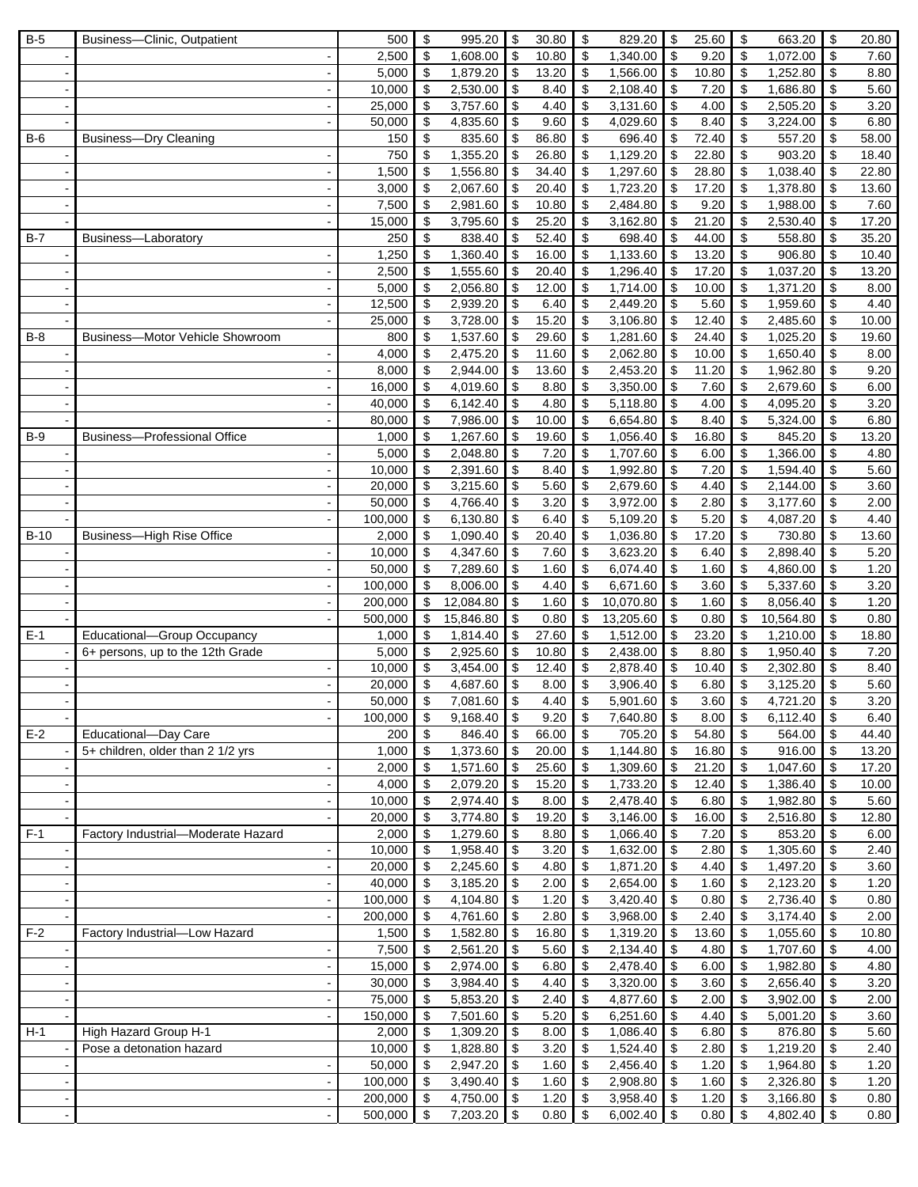| B-5 | Business—Clinic, Outpatient | 500 | $ | 995.20 | $ | 30.80 | $ | 829.20 | $ | 25.60 | $ | 663.20 | $ | 20.80 |
|---|---|---|---|---|---|---|---|---|---|---|---|---|---|---|
| - | - | 2,500 | $ | 1,608.00 | $ | 10.80 | $ | 1,340.00 | $ | 9.20 | $ | 1,072.00 | $ | 7.60 |
| - | - | 5,000 | $ | 1,879.20 | $ | 13.20 | $ | 1,566.00 | $ | 10.80 | $ | 1,252.80 | $ | 8.80 |
| - | - | 10,000 | $ | 2,530.00 | $ | 8.40 | $ | 2,108.40 | $ | 7.20 | $ | 1,686.80 | $ | 5.60 |
| - | - | 25,000 | $ | 3,757.60 | $ | 4.40 | $ | 3,131.60 | $ | 4.00 | $ | 2,505.20 | $ | 3.20 |
| - | - | 50,000 | $ | 4,835.60 | $ | 9.60 | $ | 4,029.60 | $ | 8.40 | $ | 3,224.00 | $ | 6.80 |
| B-6 | Business—Dry Cleaning | 150 | $ | 835.60 | $ | 86.80 | $ | 696.40 | $ | 72.40 | $ | 557.20 | $ | 58.00 |
| - | - | 750 | $ | 1,355.20 | $ | 26.80 | $ | 1,129.20 | $ | 22.80 | $ | 903.20 | $ | 18.40 |
| - | - | 1,500 | $ | 1,556.80 | $ | 34.40 | $ | 1,297.60 | $ | 28.80 | $ | 1,038.40 | $ | 22.80 |
| - | - | 3,000 | $ | 2,067.60 | $ | 20.40 | $ | 1,723.20 | $ | 17.20 | $ | 1,378.80 | $ | 13.60 |
| - | - | 7,500 | $ | 2,981.60 | $ | 10.80 | $ | 2,484.80 | $ | 9.20 | $ | 1,988.00 | $ | 7.60 |
| - | - | 15,000 | $ | 3,795.60 | $ | 25.20 | $ | 3,162.80 | $ | 21.20 | $ | 2,530.40 | $ | 17.20 |
| B-7 | Business—Laboratory | 250 | $ | 838.40 | $ | 52.40 | $ | 698.40 | $ | 44.00 | $ | 558.80 | $ | 35.20 |
| - | - | 1,250 | $ | 1,360.40 | $ | 16.00 | $ | 1,133.60 | $ | 13.20 | $ | 906.80 | $ | 10.40 |
| - | - | 2,500 | $ | 1,555.60 | $ | 20.40 | $ | 1,296.40 | $ | 17.20 | $ | 1,037.20 | $ | 13.20 |
| - | - | 5,000 | $ | 2,056.80 | $ | 12.00 | $ | 1,714.00 | $ | 10.00 | $ | 1,371.20 | $ | 8.00 |
| - | - | 12,500 | $ | 2,939.20 | $ | 6.40 | $ | 2,449.20 | $ | 5.60 | $ | 1,959.60 | $ | 4.40 |
| - | - | 25,000 | $ | 3,728.00 | $ | 15.20 | $ | 3,106.80 | $ | 12.40 | $ | 2,485.60 | $ | 10.00 |
| B-8 | Business—Motor Vehicle Showroom | 800 | $ | 1,537.60 | $ | 29.60 | $ | 1,281.60 | $ | 24.40 | $ | 1,025.20 | $ | 19.60 |
| - | - | 4,000 | $ | 2,475.20 | $ | 11.60 | $ | 2,062.80 | $ | 10.00 | $ | 1,650.40 | $ | 8.00 |
| - | - | 8,000 | $ | 2,944.00 | $ | 13.60 | $ | 2,453.20 | $ | 11.20 | $ | 1,962.80 | $ | 9.20 |
| - | - | 16,000 | $ | 4,019.60 | $ | 8.80 | $ | 3,350.00 | $ | 7.60 | $ | 2,679.60 | $ | 6.00 |
| - | - | 40,000 | $ | 6,142.40 | $ | 4.80 | $ | 5,118.80 | $ | 4.00 | $ | 4,095.20 | $ | 3.20 |
| - | - | 80,000 | $ | 7,986.00 | $ | 10.00 | $ | 6,654.80 | $ | 8.40 | $ | 5,324.00 | $ | 6.80 |
| B-9 | Business—Professional Office | 1,000 | $ | 1,267.60 | $ | 19.60 | $ | 1,056.40 | $ | 16.80 | $ | 845.20 | $ | 13.20 |
| - | - | 5,000 | $ | 2,048.80 | $ | 7.20 | $ | 1,707.60 | $ | 6.00 | $ | 1,366.00 | $ | 4.80 |
| - | - | 10,000 | $ | 2,391.60 | $ | 8.40 | $ | 1,992.80 | $ | 7.20 | $ | 1,594.40 | $ | 5.60 |
| - | - | 20,000 | $ | 3,215.60 | $ | 5.60 | $ | 2,679.60 | $ | 4.40 | $ | 2,144.00 | $ | 3.60 |
| - | - | 50,000 | $ | 4,766.40 | $ | 3.20 | $ | 3,972.00 | $ | 2.80 | $ | 3,177.60 | $ | 2.00 |
| - | - | 100,000 | $ | 6,130.80 | $ | 6.40 | $ | 5,109.20 | $ | 5.20 | $ | 4,087.20 | $ | 4.40 |
| B-10 | Business—High Rise Office | 2,000 | $ | 1,090.40 | $ | 20.40 | $ | 1,036.80 | $ | 17.20 | $ | 730.80 | $ | 13.60 |
| - | - | 10,000 | $ | 4,347.60 | $ | 7.60 | $ | 3,623.20 | $ | 6.40 | $ | 2,898.40 | $ | 5.20 |
| - | - | 50,000 | $ | 7,289.60 | $ | 1.60 | $ | 6,074.40 | $ | 1.60 | $ | 4,860.00 | $ | 1.20 |
| - | - | 100,000 | $ | 8,006.00 | $ | 4.40 | $ | 6,671.60 | $ | 3.60 | $ | 5,337.60 | $ | 3.20 |
| - | - | 200,000 | $ | 12,084.80 | $ | 1.60 | $ | 10,070.80 | $ | 1.60 | $ | 8,056.40 | $ | 1.20 |
| - | - | 500,000 | $ | 15,846.80 | $ | 0.80 | $ | 13,205.60 | $ | 0.80 | $ | 10,564.80 | $ | 0.80 |
| E-1 | Educational—Group Occupancy | 1,000 | $ | 1,814.40 | $ | 27.60 | $ | 1,512.00 | $ | 23.20 | $ | 1,210.00 | $ | 18.80 |
| - | 6+ persons, up to the 12th Grade | 5,000 | $ | 2,925.60 | $ | 10.80 | $ | 2,438.00 | $ | 8.80 | $ | 1,950.40 | $ | 7.20 |
| - | - | 10,000 | $ | 3,454.00 | $ | 12.40 | $ | 2,878.40 | $ | 10.40 | $ | 2,302.80 | $ | 8.40 |
| - | - | 20,000 | $ | 4,687.60 | $ | 8.00 | $ | 3,906.40 | $ | 6.80 | $ | 3,125.20 | $ | 5.60 |
| - | - | 50,000 | $ | 7,081.60 | $ | 4.40 | $ | 5,901.60 | $ | 3.60 | $ | 4,721.20 | $ | 3.20 |
| - | - | 100,000 | $ | 9,168.40 | $ | 9.20 | $ | 7,640.80 | $ | 8.00 | $ | 6,112.40 | $ | 6.40 |
| E-2 | Educational—Day Care | 200 | $ | 846.40 | $ | 66.00 | $ | 705.20 | $ | 54.80 | $ | 564.00 | $ | 44.40 |
| - | 5+ children, older than 2 1/2 yrs | 1,000 | $ | 1,373.60 | $ | 20.00 | $ | 1,144.80 | $ | 16.80 | $ | 916.00 | $ | 13.20 |
| - | - | 2,000 | $ | 1,571.60 | $ | 25.60 | $ | 1,309.60 | $ | 21.20 | $ | 1,047.60 | $ | 17.20 |
| - | - | 4,000 | $ | 2,079.20 | $ | 15.20 | $ | 1,733.20 | $ | 12.40 | $ | 1,386.40 | $ | 10.00 |
| - | - | 10,000 | $ | 2,974.40 | $ | 8.00 | $ | 2,478.40 | $ | 6.80 | $ | 1,982.80 | $ | 5.60 |
| - | - | 20,000 | $ | 3,774.80 | $ | 19.20 | $ | 3,146.00 | $ | 16.00 | $ | 2,516.80 | $ | 12.80 |
| F-1 | Factory Industrial—Moderate Hazard | 2,000 | $ | 1,279.60 | $ | 8.80 | $ | 1,066.40 | $ | 7.20 | $ | 853.20 | $ | 6.00 |
| - | - | 10,000 | $ | 1,958.40 | $ | 3.20 | $ | 1,632.00 | $ | 2.80 | $ | 1,305.60 | $ | 2.40 |
| - | - | 20,000 | $ | 2,245.60 | $ | 4.80 | $ | 1,871.20 | $ | 4.40 | $ | 1,497.20 | $ | 3.60 |
| - | - | 40,000 | $ | 3,185.20 | $ | 2.00 | $ | 2,654.00 | $ | 1.60 | $ | 2,123.20 | $ | 1.20 |
| - | - | 100,000 | $ | 4,104.80 | $ | 1.20 | $ | 3,420.40 | $ | 0.80 | $ | 2,736.40 | $ | 0.80 |
| - | - | 200,000 | $ | 4,761.60 | $ | 2.80 | $ | 3,968.00 | $ | 2.40 | $ | 3,174.40 | $ | 2.00 |
| F-2 | Factory Industrial—Low Hazard | 1,500 | $ | 1,582.80 | $ | 16.80 | $ | 1,319.20 | $ | 13.60 | $ | 1,055.60 | $ | 10.80 |
| - | - | 7,500 | $ | 2,561.20 | $ | 5.60 | $ | 2,134.40 | $ | 4.80 | $ | 1,707.60 | $ | 4.00 |
| - | - | 15,000 | $ | 2,974.00 | $ | 6.80 | $ | 2,478.40 | $ | 6.00 | $ | 1,982.80 | $ | 4.80 |
| - | - | 30,000 | $ | 3,984.40 | $ | 4.40 | $ | 3,320.00 | $ | 3.60 | $ | 2,656.40 | $ | 3.20 |
| - | - | 75,000 | $ | 5,853.20 | $ | 2.40 | $ | 4,877.60 | $ | 2.00 | $ | 3,902.00 | $ | 2.00 |
| - | - | 150,000 | $ | 7,501.60 | $ | 5.20 | $ | 6,251.60 | $ | 4.40 | $ | 5,001.20 | $ | 3.60 |
| H-1 | High Hazard Group H-1 | 2,000 | $ | 1,309.20 | $ | 8.00 | $ | 1,086.40 | $ | 6.80 | $ | 876.80 | $ | 5.60 |
| - | Pose a detonation hazard | 10,000 | $ | 1,828.80 | $ | 3.20 | $ | 1,524.40 | $ | 2.80 | $ | 1,219.20 | $ | 2.40 |
| - | - | 50,000 | $ | 2,947.20 | $ | 1.60 | $ | 2,456.40 | $ | 1.20 | $ | 1,964.80 | $ | 1.20 |
| - | - | 100,000 | $ | 3,490.40 | $ | 1.60 | $ | 2,908.80 | $ | 1.60 | $ | 2,326.80 | $ | 1.20 |
| - | - | 200,000 | $ | 4,750.00 | $ | 1.20 | $ | 3,958.40 | $ | 1.20 | $ | 3,166.80 | $ | 0.80 |
| - | - | 500,000 | $ | 7,203.20 | $ | 0.80 | $ | 6,002.40 | $ | 0.80 | $ | 4,802.40 | $ | 0.80 |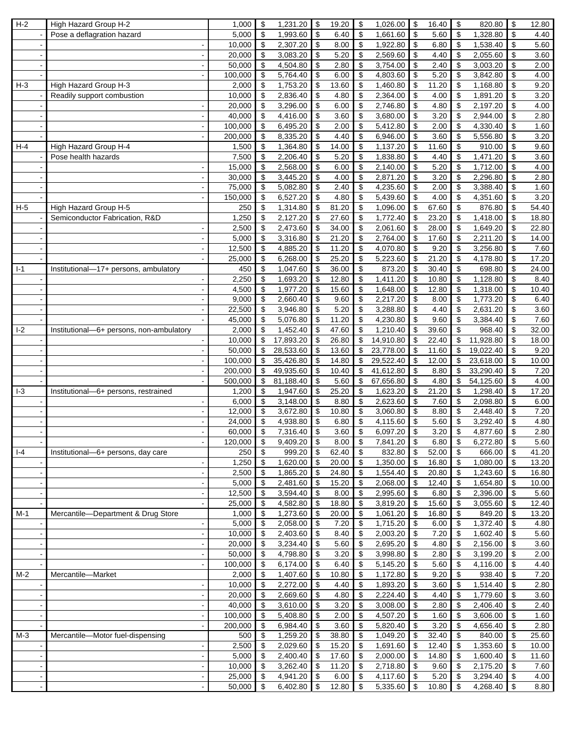| H-2 | High Hazard Group H-2 | 1,000 | $ 1,231.20 | $ 19.20 | $ 1,026.00 | $ 16.40 | $ 820.80 | $ 12.80 |
|---|---|---|---|---|---|---|---|---|
| - | Pose a deflagration hazard | 5,000 | $ 1,993.60 | $ 6.40 | $ 1,661.60 | $ 5.60 | $ 1,328.80 | $ 4.40 |
| - | - | 10,000 | $ 2,307.20 | $ 8.00 | $ 1,922.80 | $ 6.80 | $ 1,538.40 | $ 5.60 |
| - | - | 20,000 | $ 3,083.20 | $ 5.20 | $ 2,569.60 | $ 4.40 | $ 2,055.60 | $ 3.60 |
| - | - | 50,000 | $ 4,504.80 | $ 2.80 | $ 3,754.00 | $ 2.40 | $ 3,003.20 | $ 2.00 |
| - | - | 100,000 | $ 5,764.40 | $ 6.00 | $ 4,803.60 | $ 5.20 | $ 3,842.80 | $ 4.00 |
| H-3 | High Hazard Group H-3 | 2,000 | $ 1,753.20 | $ 13.60 | $ 1,460.80 | $ 11.20 | $ 1,168.80 | $ 9.20 |
| - | Readily support combustion | 10,000 | $ 2,836.40 | $ 4.80 | $ 2,364.00 | $ 4.00 | $ 1,891.20 | $ 3.20 |
| - | - | 20,000 | $ 3,296.00 | $ 6.00 | $ 2,746.80 | $ 4.80 | $ 2,197.20 | $ 4.00 |
| - | - | 40,000 | $ 4,416.00 | $ 3.60 | $ 3,680.00 | $ 3.20 | $ 2,944.00 | $ 2.80 |
| - | - | 100,000 | $ 6,495.20 | $ 2.00 | $ 5,412.80 | $ 2.00 | $ 4,330.40 | $ 1.60 |
| - | - | 200,000 | $ 8,335.20 | $ 4.40 | $ 6,946.00 | $ 3.60 | $ 5,556.80 | $ 3.20 |
| H-4 | High Hazard Group H-4 | 1,500 | $ 1,364.80 | $ 14.00 | $ 1,137.20 | $ 11.60 | $ 910.00 | $ 9.60 |
| - | Pose health hazards | 7,500 | $ 2,206.40 | $ 5.20 | $ 1,838.80 | $ 4.40 | $ 1,471.20 | $ 3.60 |
| - | - | 15,000 | $ 2,568.00 | $ 6.00 | $ 2,140.00 | $ 5.20 | $ 1,712.00 | $ 4.00 |
| - | - | 30,000 | $ 3,445.20 | $ 4.00 | $ 2,871.20 | $ 3.20 | $ 2,296.80 | $ 2.80 |
| - | - | 75,000 | $ 5,082.80 | $ 2.40 | $ 4,235.60 | $ 2.00 | $ 3,388.40 | $ 1.60 |
| - | - | 150,000 | $ 6,527.20 | $ 4.80 | $ 5,439.60 | $ 4.00 | $ 4,351.60 | $ 3.20 |
| H-5 | High Hazard Group H-5 | 250 | $ 1,314.80 | $ 81.20 | $ 1,096.00 | $ 67.60 | $ 876.80 | $ 54.40 |
| - | Semiconductor Fabrication, R&D | 1,250 | $ 2,127.20 | $ 27.60 | $ 1,772.40 | $ 23.20 | $ 1,418.00 | $ 18.80 |
| - | - | 2,500 | $ 2,473.60 | $ 34.00 | $ 2,061.60 | $ 28.00 | $ 1,649.20 | $ 22.80 |
| - | - | 5,000 | $ 3,316.80 | $ 21.20 | $ 2,764.00 | $ 17.60 | $ 2,211.20 | $ 14.00 |
| - | - | 12,500 | $ 4,885.20 | $ 11.20 | $ 4,070.80 | $ 9.20 | $ 3,256.80 | $ 7.60 |
| - | - | 25,000 | $ 6,268.00 | $ 25.20 | $ 5,223.60 | $ 21.20 | $ 4,178.80 | $ 17.20 |
| I-1 | Institutional—17+ persons, ambulatory | 450 | $ 1,047.60 | $ 36.00 | $ 873.20 | $ 30.40 | $ 698.80 | $ 24.00 |
| - | - | 2,250 | $ 1,693.20 | $ 12.80 | $ 1,411.20 | $ 10.80 | $ 1,128.80 | $ 8.40 |
| - | - | 4,500 | $ 1,977.20 | $ 15.60 | $ 1,648.00 | $ 12.80 | $ 1,318.00 | $ 10.40 |
| - | - | 9,000 | $ 2,660.40 | $ 9.60 | $ 2,217.20 | $ 8.00 | $ 1,773.20 | $ 6.40 |
| - | - | 22,500 | $ 3,946.80 | $ 5.20 | $ 3,288.80 | $ 4.40 | $ 2,631.20 | $ 3.60 |
| - | - | 45,000 | $ 5,076.80 | $ 11.20 | $ 4,230.80 | $ 9.60 | $ 3,384.40 | $ 7.60 |
| I-2 | Institutional—6+ persons, non-ambulatory | 2,000 | $ 1,452.40 | $ 47.60 | $ 1,210.40 | $ 39.60 | $ 968.40 | $ 32.00 |
| - | - | 10,000 | $ 17,893.20 | $ 26.80 | $ 14,910.80 | $ 22.40 | $ 11,928.80 | $ 18.00 |
| - | - | 50,000 | $ 28,533.60 | $ 13.60 | $ 23,778.00 | $ 11.60 | $ 19,022.40 | $ 9.20 |
| - | - | 100,000 | $ 35,426.80 | $ 14.80 | $ 29,522.40 | $ 12.00 | $ 23,618.00 | $ 10.00 |
| - | - | 200,000 | $ 49,935.60 | $ 10.40 | $ 41,612.80 | $ 8.80 | $ 33,290.40 | $ 7.20 |
| - | - | 500,000 | $ 81,188.40 | $ 5.60 | $ 67,656.80 | $ 4.80 | $ 54,125.60 | $ 4.00 |
| I-3 | Institutional—6+ persons, restrained | 1,200 | $ 1,947.60 | $ 25.20 | $ 1,623.20 | $ 21.20 | $ 1,298.40 | $ 17.20 |
| - | - | 6,000 | $ 3,148.00 | $ 8.80 | $ 2,623.60 | $ 7.60 | $ 2,098.80 | $ 6.00 |
| - | - | 12,000 | $ 3,672.80 | $ 10.80 | $ 3,060.80 | $ 8.80 | $ 2,448.40 | $ 7.20 |
| - | - | 24,000 | $ 4,938.80 | $ 6.80 | $ 4,115.60 | $ 5.60 | $ 3,292.40 | $ 4.80 |
| - | - | 60,000 | $ 7,316.40 | $ 3.60 | $ 6,097.20 | $ 3.20 | $ 4,877.60 | $ 2.80 |
| - | - | 120,000 | $ 9,409.20 | $ 8.00 | $ 7,841.20 | $ 6.80 | $ 6,272.80 | $ 5.60 |
| I-4 | Institutional—6+ persons, day care | 250 | $ 999.20 | $ 62.40 | $ 832.80 | $ 52.00 | $ 666.00 | $ 41.20 |
| - | - | 1,250 | $ 1,620.00 | $ 20.00 | $ 1,350.00 | $ 16.80 | $ 1,080.00 | $ 13.20 |
| - | - | 2,500 | $ 1,865.20 | $ 24.80 | $ 1,554.40 | $ 20.80 | $ 1,243.60 | $ 16.80 |
| - | - | 5,000 | $ 2,481.60 | $ 15.20 | $ 2,068.00 | $ 12.40 | $ 1,654.80 | $ 10.00 |
| - | - | 12,500 | $ 3,594.40 | $ 8.00 | $ 2,995.60 | $ 6.80 | $ 2,396.00 | $ 5.60 |
| - | - | 25,000 | $ 4,582.80 | $ 18.80 | $ 3,819.20 | $ 15.60 | $ 3,055.60 | $ 12.40 |
| M-1 | Mercantile—Department & Drug Store | 1,000 | $ 1,273.60 | $ 20.00 | $ 1,061.20 | $ 16.80 | $ 849.20 | $ 13.20 |
| - | - | 5,000 | $ 2,058.00 | $ 7.20 | $ 1,715.20 | $ 6.00 | $ 1,372.40 | $ 4.80 |
| - | - | 10,000 | $ 2,403.60 | $ 8.40 | $ 2,003.20 | $ 7.20 | $ 1,602.40 | $ 5.60 |
| - | - | 20,000 | $ 3,234.40 | $ 5.60 | $ 2,695.20 | $ 4.80 | $ 2,156.00 | $ 3.60 |
| - | - | 50,000 | $ 4,798.80 | $ 3.20 | $ 3,998.80 | $ 2.80 | $ 3,199.20 | $ 2.00 |
| - | - | 100,000 | $ 6,174.00 | $ 6.40 | $ 5,145.20 | $ 5.60 | $ 4,116.00 | $ 4.40 |
| M-2 | Mercantile—Market | 2,000 | $ 1,407.60 | $ 10.80 | $ 1,172.80 | $ 9.20 | $ 938.40 | $ 7.20 |
| - | - | 10,000 | $ 2,272.00 | $ 4.40 | $ 1,893.20 | $ 3.60 | $ 1,514.40 | $ 2.80 |
| - | - | 20,000 | $ 2,669.60 | $ 4.80 | $ 2,224.40 | $ 4.40 | $ 1,779.60 | $ 3.60 |
| - | - | 40,000 | $ 3,610.00 | $ 3.20 | $ 3,008.00 | $ 2.80 | $ 2,406.40 | $ 2.40 |
| - | - | 100,000 | $ 5,408.80 | $ 2.00 | $ 4,507.20 | $ 1.60 | $ 3,606.00 | $ 1.60 |
| - | - | 200,000 | $ 6,984.40 | $ 3.60 | $ 5,820.40 | $ 3.20 | $ 4,656.40 | $ 2.80 |
| M-3 | Mercantile—Motor fuel-dispensing | 500 | $ 1,259.20 | $ 38.80 | $ 1,049.20 | $ 32.40 | $ 840.00 | $ 25.60 |
| - | - | 2,500 | $ 2,029.60 | $ 15.20 | $ 1,691.60 | $ 12.40 | $ 1,353.60 | $ 10.00 |
| - | - | 5,000 | $ 2,400.40 | $ 17.60 | $ 2,000.00 | $ 14.80 | $ 1,600.40 | $ 11.60 |
| - | - | 10,000 | $ 3,262.40 | $ 11.20 | $ 2,718.80 | $ 9.60 | $ 2,175.20 | $ 7.60 |
| - | - | 25,000 | $ 4,941.20 | $ 6.00 | $ 4,117.60 | $ 5.20 | $ 3,294.40 | $ 4.00 |
| - | - | 50,000 | $ 6,402.80 | $ 12.80 | $ 5,335.60 | $ 10.80 | $ 4,268.40 | $ 8.80 |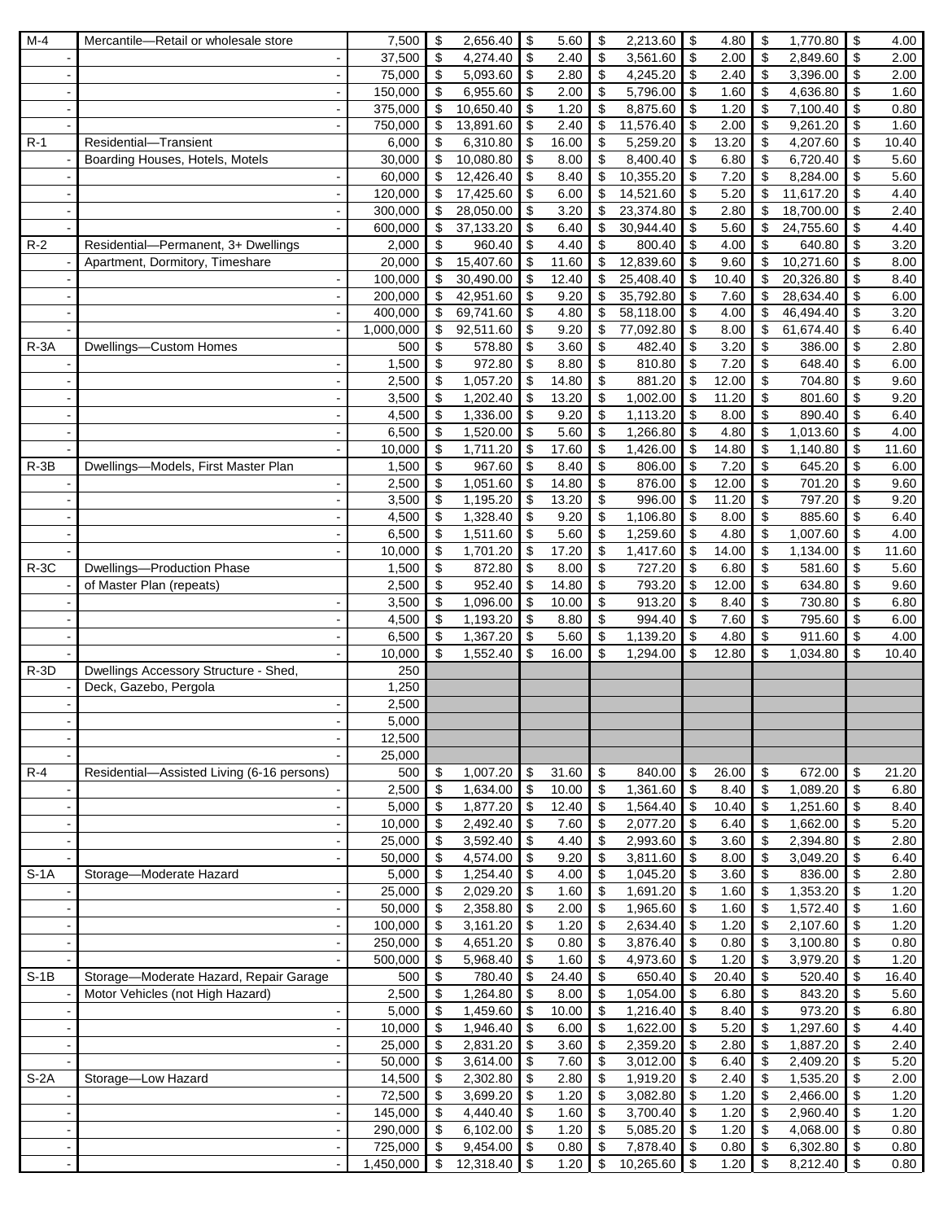| | | | | | | | | |
|---|---|---|---|---|---|---|---|---|
| M-4 | Mercantile—Retail or wholesale store | 7,500 | $ 2,656.40 | $ 5.60 | $ 2,213.60 | $ 4.80 | $ 1,770.80 | $ 4.00 |
| - | - | 37,500 | $ 4,274.40 | $ 2.40 | $ 3,561.60 | $ 2.00 | $ 2,849.60 | $ 2.00 |
| - | - | 75,000 | $ 5,093.60 | $ 2.80 | $ 4,245.20 | $ 2.40 | $ 3,396.00 | $ 2.00 |
| - | - | 150,000 | $ 6,955.60 | $ 2.00 | $ 5,796.00 | $ 1.60 | $ 4,636.80 | $ 1.60 |
| - | - | 375,000 | $ 10,650.40 | $ 1.20 | $ 8,875.60 | $ 1.20 | $ 7,100.40 | $ 0.80 |
| - | - | 750,000 | $ 13,891.60 | $ 2.40 | $ 11,576.40 | $ 2.00 | $ 9,261.20 | $ 1.60 |
| R-1 | Residential—Transient | 6,000 | $ 6,310.80 | $ 16.00 | $ 5,259.20 | $ 13.20 | $ 4,207.60 | $ 10.40 |
| - | Boarding Houses, Hotels, Motels | 30,000 | $ 10,080.80 | $ 8.00 | $ 8,400.40 | $ 6.80 | $ 6,720.40 | $ 5.60 |
| - | - | 60,000 | $ 12,426.40 | $ 8.40 | $ 10,355.20 | $ 7.20 | $ 8,284.00 | $ 5.60 |
| - | - | 120,000 | $ 17,425.60 | $ 6.00 | $ 14,521.60 | $ 5.20 | $ 11,617.20 | $ 4.40 |
| - | - | 300,000 | $ 28,050.00 | $ 3.20 | $ 23,374.80 | $ 2.80 | $ 18,700.00 | $ 2.40 |
| - | - | 600,000 | $ 37,133.20 | $ 6.40 | $ 30,944.40 | $ 5.60 | $ 24,755.60 | $ 4.40 |
| R-2 | Residential—Permanent, 3+ Dwellings | 2,000 | $ 960.40 | $ 4.40 | $ 800.40 | $ 4.00 | $ 640.80 | $ 3.20 |
| - | Apartment, Dormitory, Timeshare | 20,000 | $ 15,407.60 | $ 11.60 | $ 12,839.60 | $ 9.60 | $ 10,271.60 | $ 8.00 |
| - | - | 100,000 | $ 30,490.00 | $ 12.40 | $ 25,408.40 | $ 10.40 | $ 20,326.80 | $ 8.40 |
| - | - | 200,000 | $ 42,951.60 | $ 9.20 | $ 35,792.80 | $ 7.60 | $ 28,634.40 | $ 6.00 |
| - | - | 400,000 | $ 69,741.60 | $ 4.80 | $ 58,118.00 | $ 4.00 | $ 46,494.40 | $ 3.20 |
| - | - | 1,000,000 | $ 92,511.60 | $ 9.20 | $ 77,092.80 | $ 8.00 | $ 61,674.40 | $ 6.40 |
| R-3A | Dwellings—Custom Homes | 500 | $ 578.80 | $ 3.60 | $ 482.40 | $ 3.20 | $ 386.00 | $ 2.80 |
| - | - | 1,500 | $ 972.80 | $ 8.80 | $ 810.80 | $ 7.20 | $ 648.40 | $ 6.00 |
| - | - | 2,500 | $ 1,057.20 | $ 14.80 | $ 881.20 | $ 12.00 | $ 704.80 | $ 9.60 |
| - | - | 3,500 | $ 1,202.40 | $ 13.20 | $ 1,002.00 | $ 11.20 | $ 801.60 | $ 9.20 |
| - | - | 4,500 | $ 1,336.00 | $ 9.20 | $ 1,113.20 | $ 8.00 | $ 890.40 | $ 6.40 |
| - | - | 6,500 | $ 1,520.00 | $ 5.60 | $ 1,266.80 | $ 4.80 | $ 1,013.60 | $ 4.00 |
| - | - | 10,000 | $ 1,711.20 | $ 17.60 | $ 1,426.00 | $ 14.80 | $ 1,140.80 | $ 11.60 |
| R-3B | Dwellings—Models, First Master Plan | 1,500 | $ 967.60 | $ 8.40 | $ 806.00 | $ 7.20 | $ 645.20 | $ 6.00 |
| - | - | 2,500 | $ 1,051.60 | $ 14.80 | $ 876.00 | $ 12.00 | $ 701.20 | $ 9.60 |
| - | - | 3,500 | $ 1,195.20 | $ 13.20 | $ 996.00 | $ 11.20 | $ 797.20 | $ 9.20 |
| - | - | 4,500 | $ 1,328.40 | $ 9.20 | $ 1,106.80 | $ 8.00 | $ 885.60 | $ 6.40 |
| - | - | 6,500 | $ 1,511.60 | $ 5.60 | $ 1,259.60 | $ 4.80 | $ 1,007.60 | $ 4.00 |
| - | - | 10,000 | $ 1,701.20 | $ 17.20 | $ 1,417.60 | $ 14.00 | $ 1,134.00 | $ 11.60 |
| R-3C | Dwellings—Production Phase | 1,500 | $ 872.80 | $ 8.00 | $ 727.20 | $ 6.80 | $ 581.60 | $ 5.60 |
| - | of Master Plan (repeats) | 2,500 | $ 952.40 | $ 14.80 | $ 793.20 | $ 12.00 | $ 634.80 | $ 9.60 |
| - | - | 3,500 | $ 1,096.00 | $ 10.00 | $ 913.20 | $ 8.40 | $ 730.80 | $ 6.80 |
| - | - | 4,500 | $ 1,193.20 | $ 8.80 | $ 994.40 | $ 7.60 | $ 795.60 | $ 6.00 |
| - | - | 6,500 | $ 1,367.20 | $ 5.60 | $ 1,139.20 | $ 4.80 | $ 911.60 | $ 4.00 |
| - | - | 10,000 | $ 1,552.40 | $ 16.00 | $ 1,294.00 | $ 12.80 | $ 1,034.80 | $ 10.40 |
| R-3D | Dwellings Accessory Structure - Shed, | 250 | | | | | | |
| - | Deck, Gazebo, Pergola | 1,250 | | | | | | |
| - | - | 2,500 | | | | | | |
| - | - | 5,000 | | | | | | |
| - | - | 12,500 | | | | | | |
| - | - | 25,000 | | | | | | |
| R-4 | Residential—Assisted Living (6-16 persons) | 500 | $ 1,007.20 | $ 31.60 | $ 840.00 | $ 26.00 | $ 672.00 | $ 21.20 |
| - | - | 2,500 | $ 1,634.00 | $ 10.00 | $ 1,361.60 | $ 8.40 | $ 1,089.20 | $ 6.80 |
| - | - | 5,000 | $ 1,877.20 | $ 12.40 | $ 1,564.40 | $ 10.40 | $ 1,251.60 | $ 8.40 |
| - | - | 10,000 | $ 2,492.40 | $ 7.60 | $ 2,077.20 | $ 6.40 | $ 1,662.00 | $ 5.20 |
| - | - | 25,000 | $ 3,592.40 | $ 4.40 | $ 2,993.60 | $ 3.60 | $ 2,394.80 | $ 2.80 |
| - | - | 50,000 | $ 4,574.00 | $ 9.20 | $ 3,811.60 | $ 8.00 | $ 3,049.20 | $ 6.40 |
| S-1A | Storage—Moderate Hazard | 5,000 | $ 1,254.40 | $ 4.00 | $ 1,045.20 | $ 3.60 | $ 836.00 | $ 2.80 |
| - | - | 25,000 | $ 2,029.20 | $ 1.60 | $ 1,691.20 | $ 1.60 | $ 1,353.20 | $ 1.20 |
| - | - | 50,000 | $ 2,358.80 | $ 2.00 | $ 1,965.60 | $ 1.60 | $ 1,572.40 | $ 1.60 |
| - | - | 100,000 | $ 3,161.20 | $ 1.20 | $ 2,634.40 | $ 1.20 | $ 2,107.60 | $ 1.20 |
| - | - | 250,000 | $ 4,651.20 | $ 0.80 | $ 3,876.40 | $ 0.80 | $ 3,100.80 | $ 0.80 |
| - | - | 500,000 | $ 5,968.40 | $ 1.60 | $ 4,973.60 | $ 1.20 | $ 3,979.20 | $ 1.20 |
| S-1B | Storage—Moderate Hazard, Repair Garage | 500 | $ 780.40 | $ 24.40 | $ 650.40 | $ 20.40 | $ 520.40 | $ 16.40 |
| - | Motor Vehicles (not High Hazard) | 2,500 | $ 1,264.80 | $ 8.00 | $ 1,054.00 | $ 6.80 | $ 843.20 | $ 5.60 |
| - | - | 5,000 | $ 1,459.60 | $ 10.00 | $ 1,216.40 | $ 8.40 | $ 973.20 | $ 6.80 |
| - | - | 10,000 | $ 1,946.40 | $ 6.00 | $ 1,622.00 | $ 5.20 | $ 1,297.60 | $ 4.40 |
| - | - | 25,000 | $ 2,831.20 | $ 3.60 | $ 2,359.20 | $ 2.80 | $ 1,887.20 | $ 2.40 |
| - | - | 50,000 | $ 3,614.00 | $ 7.60 | $ 3,012.00 | $ 6.40 | $ 2,409.20 | $ 5.20 |
| S-2A | Storage—Low Hazard | 14,500 | $ 2,302.80 | $ 2.80 | $ 1,919.20 | $ 2.40 | $ 1,535.20 | $ 2.00 |
| - | - | 72,500 | $ 3,699.20 | $ 1.20 | $ 3,082.80 | $ 1.20 | $ 2,466.00 | $ 1.20 |
| - | - | 145,000 | $ 4,440.40 | $ 1.60 | $ 3,700.40 | $ 1.20 | $ 2,960.40 | $ 1.20 |
| - | - | 290,000 | $ 6,102.00 | $ 1.20 | $ 5,085.20 | $ 1.20 | $ 4,068.00 | $ 0.80 |
| - | - | 725,000 | $ 9,454.00 | $ 0.80 | $ 7,878.40 | $ 0.80 | $ 6,302.80 | $ 0.80 |
| - | - | 1,450,000 | $ 12,318.40 | $ 1.20 | $ 10,265.60 | $ 1.20 | $ 8,212.40 | $ 0.80 |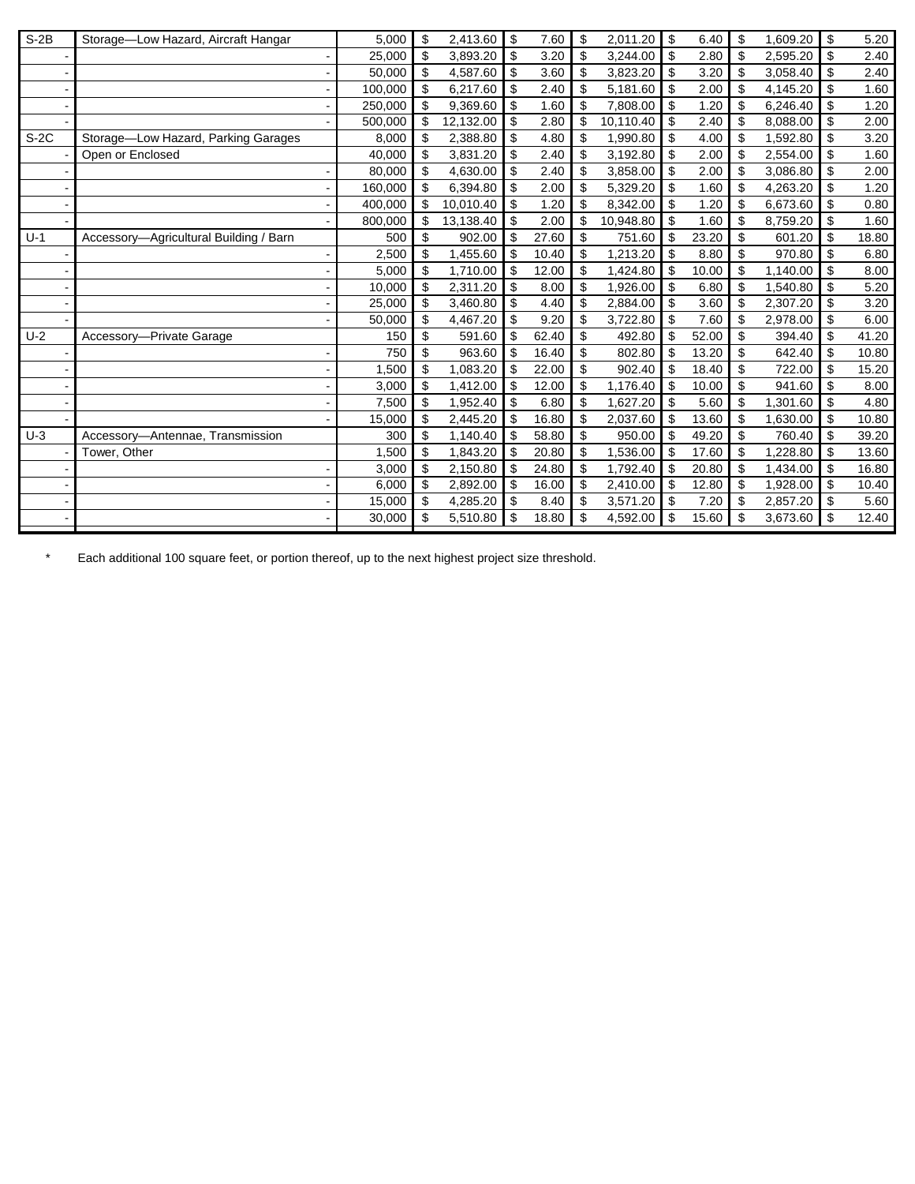| | | | | | | | | |
|---|---|---|---|---|---|---|---|---|
| S-2B | Storage—Low Hazard, Aircraft Hangar | 5,000 | $ 2,413.60 | $ 7.60 | $ 2,011.20 | $ 6.40 | $ 1,609.20 | $ 5.20 |
| - | - | 25,000 | $ 3,893.20 | $ 3.20 | $ 3,244.00 | $ 2.80 | $ 2,595.20 | $ 2.40 |
| - | - | 50,000 | $ 4,587.60 | $ 3.60 | $ 3,823.20 | $ 3.20 | $ 3,058.40 | $ 2.40 |
| - | - | 100,000 | $ 6,217.60 | $ 2.40 | $ 5,181.60 | $ 2.00 | $ 4,145.20 | $ 1.60 |
| - | - | 250,000 | $ 9,369.60 | $ 1.60 | $ 7,808.00 | $ 1.20 | $ 6,246.40 | $ 1.20 |
| - | - | 500,000 | $ 12,132.00 | $ 2.80 | $ 10,110.40 | $ 2.40 | $ 8,088.00 | $ 2.00 |
| S-2C | Storage—Low Hazard, Parking Garages | 8,000 | $ 2,388.80 | $ 4.80 | $ 1,990.80 | $ 4.00 | $ 1,592.80 | $ 3.20 |
| - | Open or Enclosed | 40,000 | $ 3,831.20 | $ 2.40 | $ 3,192.80 | $ 2.00 | $ 2,554.00 | $ 1.60 |
| - | - | 80,000 | $ 4,630.00 | $ 2.40 | $ 3,858.00 | $ 2.00 | $ 3,086.80 | $ 2.00 |
| - | - | 160,000 | $ 6,394.80 | $ 2.00 | $ 5,329.20 | $ 1.60 | $ 4,263.20 | $ 1.20 |
| - | - | 400,000 | $ 10,010.40 | $ 1.20 | $ 8,342.00 | $ 1.20 | $ 6,673.60 | $ 0.80 |
| - | - | 800,000 | $ 13,138.40 | $ 2.00 | $ 10,948.80 | $ 1.60 | $ 8,759.20 | $ 1.60 |
| U-1 | Accessory—Agricultural Building / Barn | 500 | $ 902.00 | $ 27.60 | $ 751.60 | $ 23.20 | $ 601.20 | $ 18.80 |
| - | - | 2,500 | $ 1,455.60 | $ 10.40 | $ 1,213.20 | $ 8.80 | $ 970.80 | $ 6.80 |
| - | - | 5,000 | $ 1,710.00 | $ 12.00 | $ 1,424.80 | $ 10.00 | $ 1,140.00 | $ 8.00 |
| - | - | 10,000 | $ 2,311.20 | $ 8.00 | $ 1,926.00 | $ 6.80 | $ 1,540.80 | $ 5.20 |
| - | - | 25,000 | $ 3,460.80 | $ 4.40 | $ 2,884.00 | $ 3.60 | $ 2,307.20 | $ 3.20 |
| - | - | 50,000 | $ 4,467.20 | $ 9.20 | $ 3,722.80 | $ 7.60 | $ 2,978.00 | $ 6.00 |
| U-2 | Accessory—Private Garage | 150 | $ 591.60 | $ 62.40 | $ 492.80 | $ 52.00 | $ 394.40 | $ 41.20 |
| - | - | 750 | $ 963.60 | $ 16.40 | $ 802.80 | $ 13.20 | $ 642.40 | $ 10.80 |
| - | - | 1,500 | $ 1,083.20 | $ 22.00 | $ 902.40 | $ 18.40 | $ 722.00 | $ 15.20 |
| - | - | 3,000 | $ 1,412.00 | $ 12.00 | $ 1,176.40 | $ 10.00 | $ 941.60 | $ 8.00 |
| - | - | 7,500 | $ 1,952.40 | $ 6.80 | $ 1,627.20 | $ 5.60 | $ 1,301.60 | $ 4.80 |
| - | - | 15,000 | $ 2,445.20 | $ 16.80 | $ 2,037.60 | $ 13.60 | $ 1,630.00 | $ 10.80 |
| U-3 | Accessory—Antennae, Transmission | 300 | $ 1,140.40 | $ 58.80 | $ 950.00 | $ 49.20 | $ 760.40 | $ 39.20 |
| - | Tower, Other | 1,500 | $ 1,843.20 | $ 20.80 | $ 1,536.00 | $ 17.60 | $ 1,228.80 | $ 13.60 |
| - | - | 3,000 | $ 2,150.80 | $ 24.80 | $ 1,792.40 | $ 20.80 | $ 1,434.00 | $ 16.80 |
| - | - | 6,000 | $ 2,892.00 | $ 16.00 | $ 2,410.00 | $ 12.80 | $ 1,928.00 | $ 10.40 |
| - | - | 15,000 | $ 4,285.20 | $ 8.40 | $ 3,571.20 | $ 7.20 | $ 2,857.20 | $ 5.60 |
| - | - | 30,000 | $ 5,510.80 | $ 18.80 | $ 4,592.00 | $ 15.60 | $ 3,673.60 | $ 12.40 |

\* Each additional 100 square feet, or portion thereof, up to the next highest project size threshold.